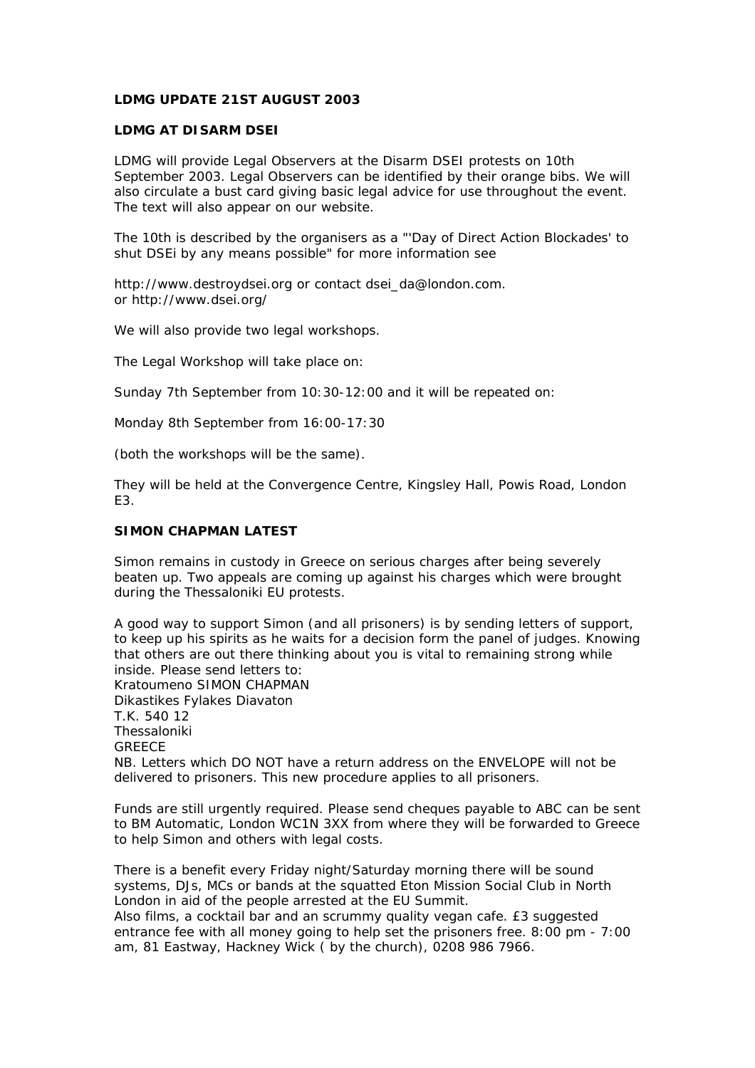**LDMG UPDATE 21ST AUGUST 2003**

**LDMG AT DISARM DSEI**

LDMG will provide Legal Observers at the Disarm DSEI protests on 10th September 2003. Legal Observers can be identified by their orange bibs. We will also circulate a bust card giving basic legal advice for use throughout the event. The text will also appear on our website.

The 10th is described by the organisers as a "'Day of Direct Action Blockades' to shut DSEi by any means possible" for more information see

http://www.destroydsei.org or contact dsei_da@london.com.
or http://www.dsei.org/

We will also provide two legal workshops.

The Legal Workshop will take place on:

Sunday 7th September from 10:30-12:00 and it will be repeated on:

Monday 8th September from 16:00-17:30

(both the workshops will be the same).

They will be held at the Convergence Centre, Kingsley Hall, Powis Road, London E3.

**SIMON CHAPMAN LATEST**

Simon remains in custody in Greece on serious charges after being severely beaten up. Two appeals are coming up against his charges which were brought during the Thessaloniki EU protests.

A good way to support Simon (and all prisoners) is by sending letters of support, to keep up his spirits as he waits for a decision form the panel of judges. Knowing that others are out there thinking about you is vital to remaining strong while inside. Please send letters to:
Kratoumeno SIMON CHAPMAN
Dikastikes Fylakes Diavaton
T.K. 540 12
Thessaloniki
GREECE
NB. Letters which DO NOT have a return address on the ENVELOPE will not be delivered to prisoners. This new procedure applies to all prisoners.

Funds are still urgently required. Please send cheques payable to ABC can be sent to BM Automatic, London WC1N 3XX from where they will be forwarded to Greece to help Simon and others with legal costs.

There is a benefit every Friday night/Saturday morning there will be sound systems, DJs, MCs or bands at the squatted Eton Mission Social Club in North London in aid of the people arrested at the EU Summit.
Also films, a cocktail bar and an scrummy quality vegan cafe. £3 suggested entrance fee with all money going to help set the prisoners free. 8:00 pm - 7:00 am, 81 Eastway, Hackney Wick ( by the church), 0208 986 7966.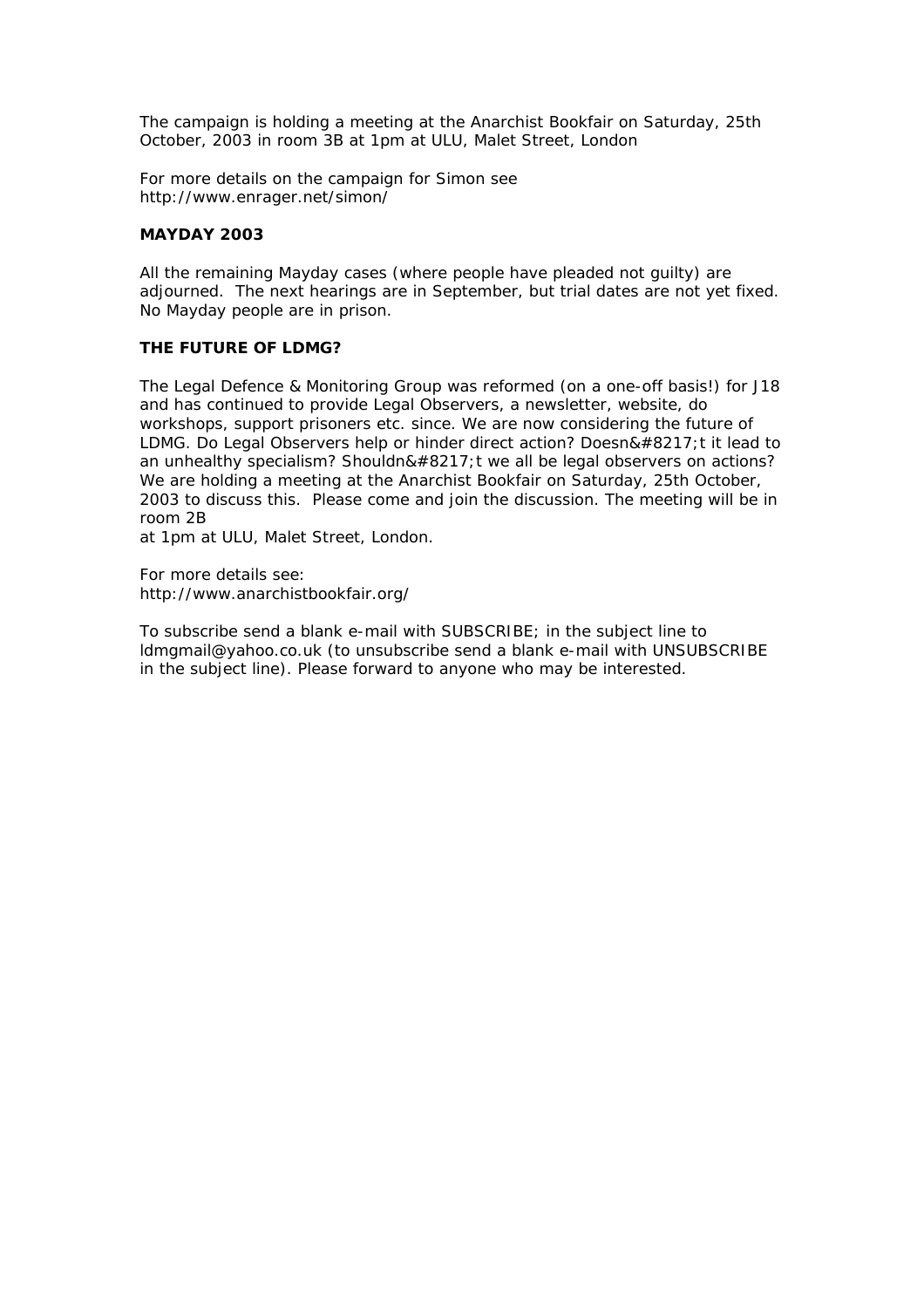The campaign is holding a meeting at the Anarchist Bookfair on Saturday, 25th October, 2003 in room 3B at 1pm at ULU, Malet Street, London

For more details on the campaign for Simon see
http://www.enrager.net/simon/

**MAYDAY 2003**

All the remaining Mayday cases (where people have pleaded not guilty) are adjourned. The next hearings are in September, but trial dates are not yet fixed. No Mayday people are in prison.

**THE FUTURE OF LDMG?**

The Legal Defence & Monitoring Group was reformed (on a one-off basis!) for J18 and has continued to provide Legal Observers, a newsletter, website, do workshops, support prisoners etc. since. We are now considering the future of LDMG. Do Legal Observers help or hinder direct action? Doesn&#8217;t it lead to an unhealthy specialism? Shouldn&#8217;t we all be legal observers on actions? We are holding a meeting at the Anarchist Bookfair on Saturday, 25th October, 2003 to discuss this. Please come and join the discussion. The meeting will be in room 2B
at 1pm at ULU, Malet Street, London.

For more details see:
http://www.anarchistbookfair.org/

To subscribe send a blank e-mail with SUBSCRIBE; in the subject line to ldmgmail@yahoo.co.uk (to unsubscribe send a blank e-mail with UNSUBSCRIBE in the subject line). Please forward to anyone who may be interested.